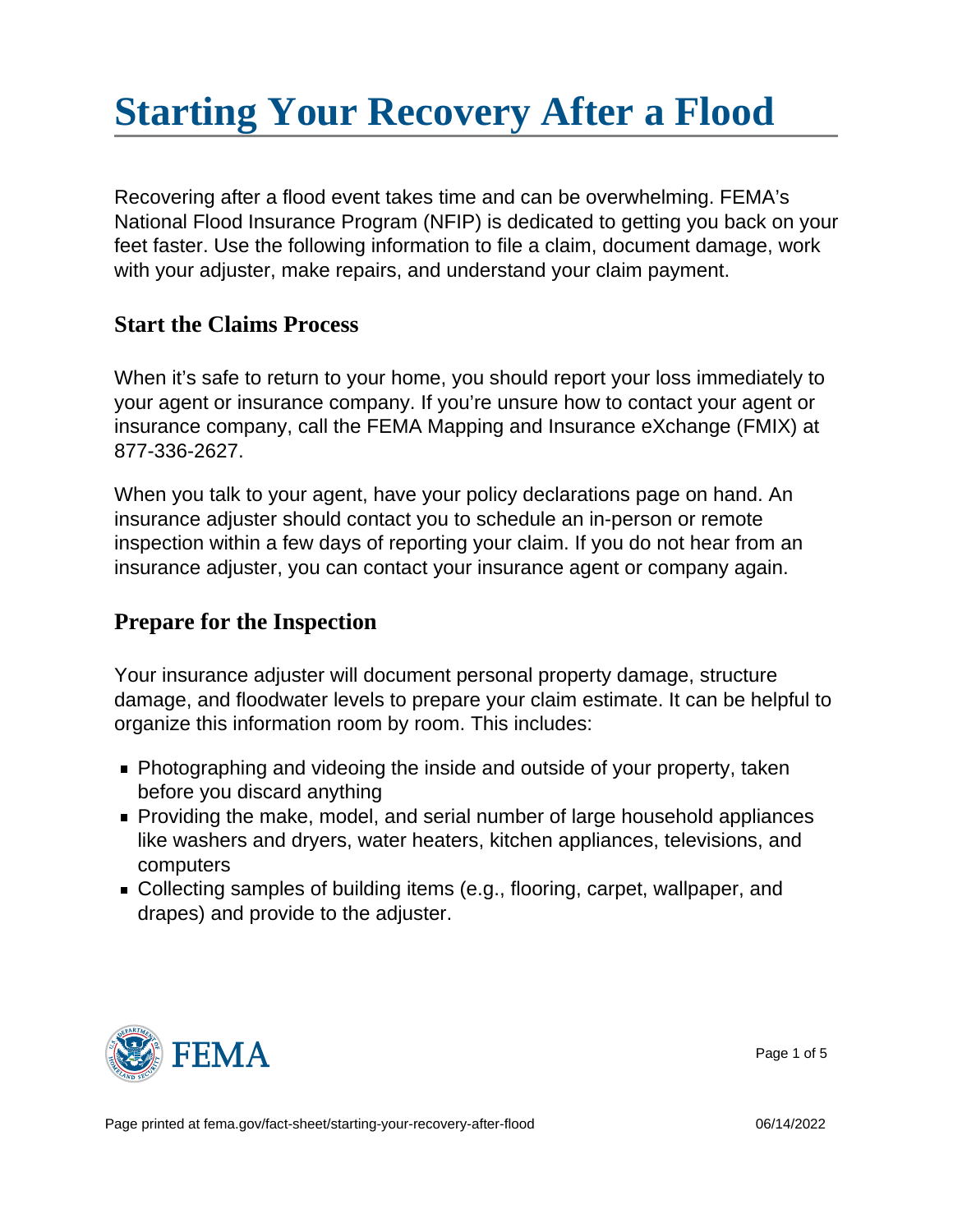# Starting Your Recovery After a Flood

Recovering after a flood event takes time and can be overwhelming. FEMA's National Flood Insurance Program (NFIP) is dedicated to getting you back on your feet faster. Use the following information to file a claim, document damage, work with your adjuster, make repairs, and understand your claim payment.

## Start the Claims Process

When it's safe to return to your home, you should report your loss immediately to your agent or insurance company. If you're unsure how to contact your agent or insurance company, call the FEMA Mapping and Insurance eXchange (FMIX) at 877-336-2627.

When you talk to your agent, have your policy declarations page on hand. An insurance adjuster should contact you to schedule an in-person or remote inspection within a few days of reporting your claim. If you do not hear from an insurance adjuster, you can contact your insurance agent or company again.

## Prepare for the Inspection

Your insurance adjuster will document personal property damage, structure damage, and floodwater levels to prepare your claim estimate. It can be helpful to organize this information room by room. This includes:

- Photographing and videoing the inside and outside of your property, taken before you discard anything
- Providing the make, model, and serial number of large household appliances like washers and dryers, water heaters, kitchen appliances, televisions, and computers
- Collecting samples of building items (e.g., flooring, carpet, wallpaper, and drapes) and provide to the adjuster.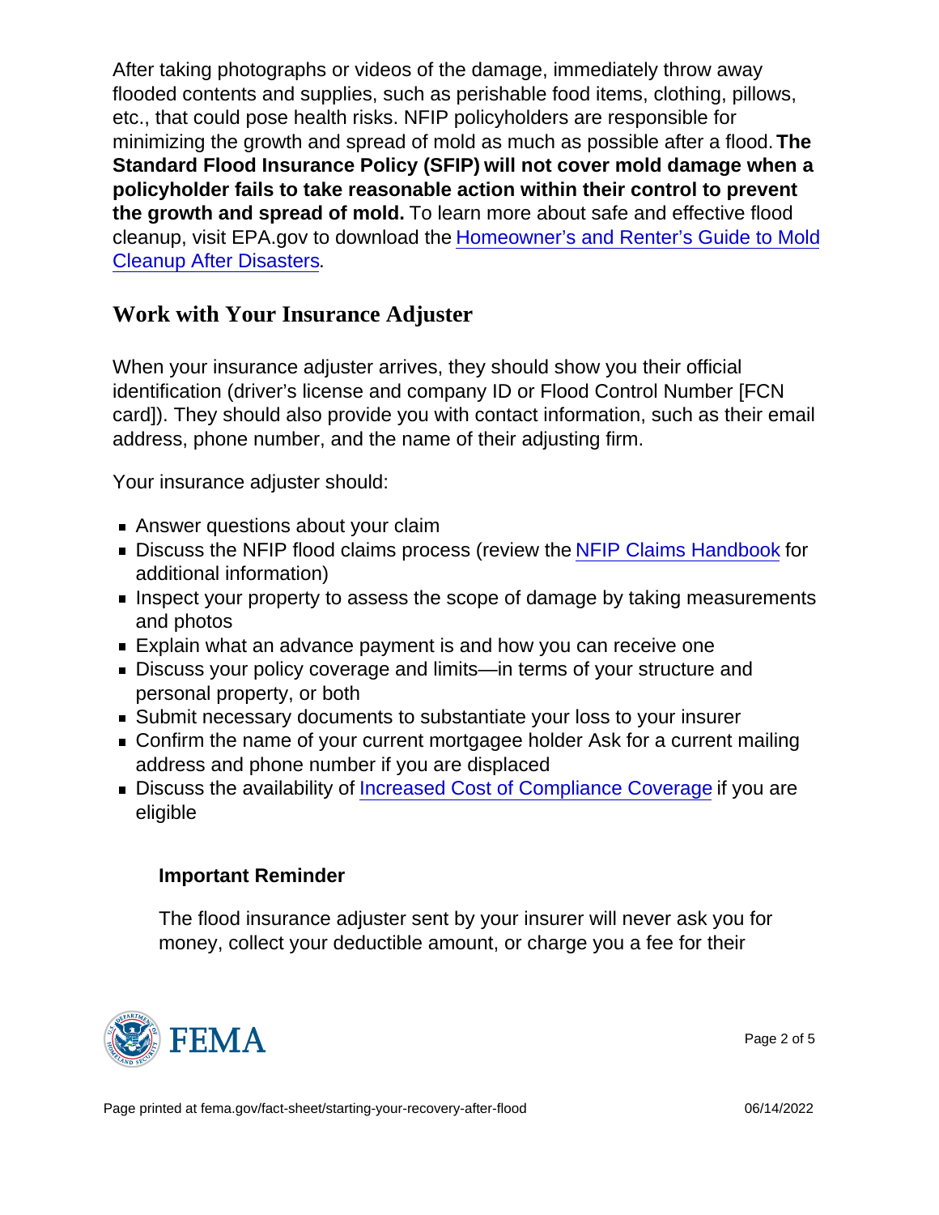After taking photographs or videos of the damage, immediately throw away flooded contents and supplies, such as perishable food items, clothing, pillows, etc., that could pose health risks. NFIP policyholders are responsible for minimizing the growth and spread of mold as much as possible after a flood. **The Standard Flood Insurance Policy (SFIP) will not cover mold damage when a policyholder fails to take reasonable action within their control to prevent the growth and spread of mold.** To learn more about safe and effective flood cleanup, visit EPA.gov to download the Homeowner's and Renter's Guide to Mold Cleanup After Disasters.

## Work with Your Insurance Adjuster

When your insurance adjuster arrives, they should show you their official identification (driver's license and company ID or Flood Control Number [FCN card]). They should also provide you with contact information, such as their email address, phone number, and the name of their adjusting firm.

Your insurance adjuster should:

- Answer questions about your claim
- Discuss the NFIP flood claims process (review the NFIP Claims Handbook for additional information)
- Inspect your property to assess the scope of damage by taking measurements and photos
- Explain what an advance payment is and how you can receive one
- Discuss your policy coverage and limits—in terms of your structure and personal property, or both
- Submit necessary documents to substantiate your loss to your insurer
- Confirm the name of your current mortgagee holder Ask for a current mailing address and phone number if you are displaced
- Discuss the availability of Increased Cost of Compliance Coverage if you are eligible

> **Important Reminder**
>
> The flood insurance adjuster sent by your insurer will never ask you for money, collect your deductible amount, or charge you a fee for their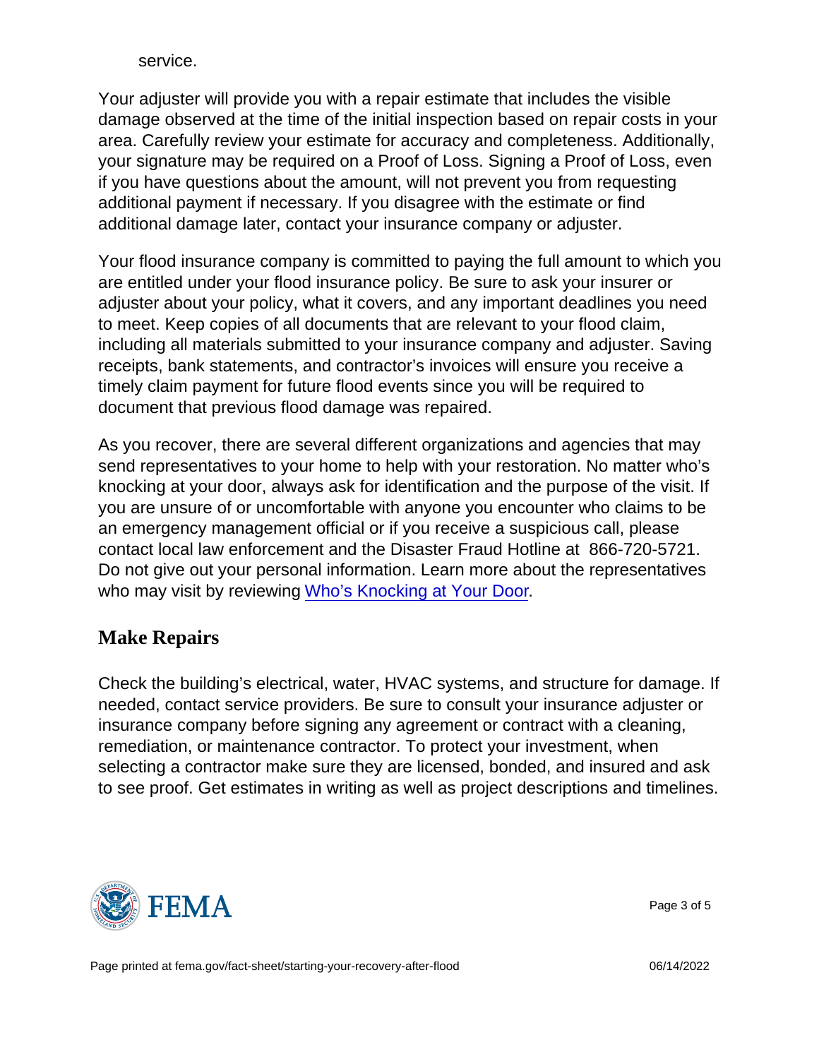service.

Your adjuster will provide you with a repair estimate that includes the visible damage observed at the time of the initial inspection based on repair costs in your area. Carefully review your estimate for accuracy and completeness. Additionally, your signature may be required on a Proof of Loss. Signing a Proof of Loss, even if you have questions about the amount, will not prevent you from requesting additional payment if necessary. If you disagree with the estimate or find additional damage later, contact your insurance company or adjuster.

Your flood insurance company is committed to paying the full amount to which you are entitled under your flood insurance policy. Be sure to ask your insurer or adjuster about your policy, what it covers, and any important deadlines you need to meet. Keep copies of all documents that are relevant to your flood claim, including all materials submitted to your insurance company and adjuster. Saving receipts, bank statements, and contractor's invoices will ensure you receive a timely claim payment for future flood events since you will be required to document that previous flood damage was repaired.

As you recover, there are several different organizations and agencies that may send representatives to your home to help with your restoration. No matter who's knocking at your door, always ask for identification and the purpose of the visit. If you are unsure of or uncomfortable with anyone you encounter who claims to be an emergency management official or if you receive a suspicious call, please contact local law enforcement and the Disaster Fraud Hotline at 866-720-5721. Do not give out your personal information. Learn more about the representatives who may visit by reviewing Who's Knocking at Your Door.

## Make Repairs

Check the building's electrical, water, HVAC systems, and structure for damage. If needed, contact service providers. Be sure to consult your insurance adjuster or insurance company before signing any agreement or contract with a cleaning, remediation, or maintenance contractor. To protect your investment, when selecting a contractor make sure they are licensed, bonded, and insured and ask to see proof. Get estimates in writing as well as project descriptions and timelines.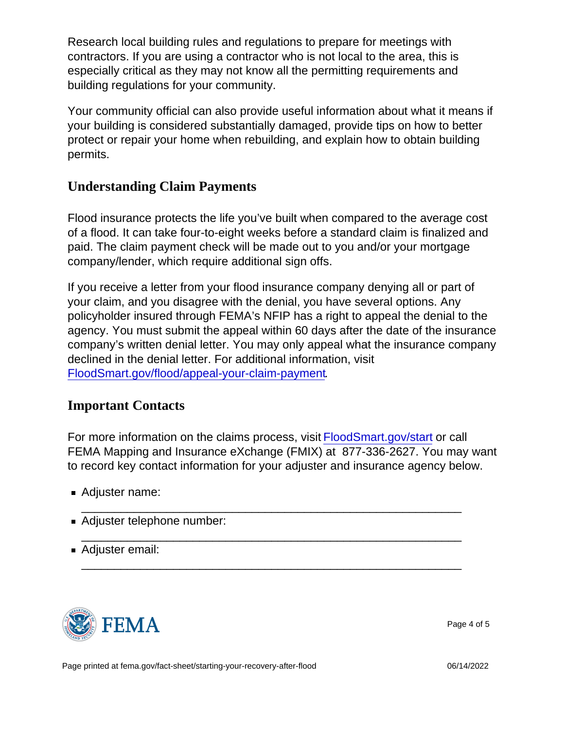Research local building rules and regulations to prepare for meetings with contractors. If you are using a contractor who is not local to the area, this is especially critical as they may not know all the permitting requirements and building regulations for your community.

Your community official can also provide useful information about what it means if your building is considered substantially damaged, provide tips on how to better protect or repair your home when rebuilding, and explain how to obtain building permits.

## Understanding Claim Payments

Flood insurance protects the life you've built when compared to the average cost of a flood. It can take four-to-eight weeks before a standard claim is finalized and paid. The claim payment check will be made out to you and/or your mortgage company/lender, which require additional sign offs.

If you receive a letter from your flood insurance company denying all or part of your claim, and you disagree with the denial, you have several options. Any policyholder insured through FEMA's NFIP has a right to appeal the denial to the agency. You must submit the appeal within 60 days after the date of the insurance company's written denial letter. You may only appeal what the insurance company declined in the denial letter. For additional information, visit [FloodSmart.gov/flood/appeal-your-claim-payment](https://FloodSmart.gov/flood/appeal-your-claim-payment).

## Important Contacts

For more information on the claims process, visit [FloodSmart.gov/start](https://FloodSmart.gov/start) or call FEMA Mapping and Insurance eXchange (FMIX) at 877-336-2627. You may want to record key contact information for your adjuster and insurance agency below.

- Adjuster name: ______________________________________________________
- Adjuster telephone number: ______________________________________________________
- Adjuster email: ______________________________________________________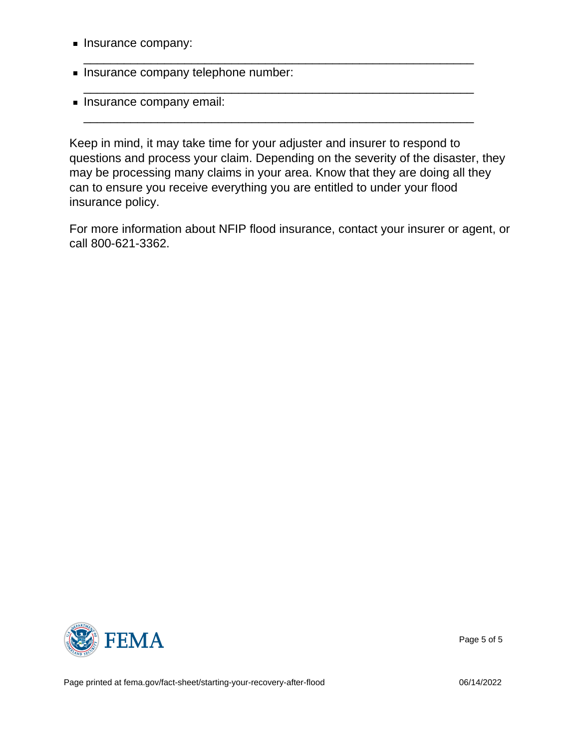- Insurance company: ____________________________________________________________
- Insurance company telephone number: ____________________________________________________________
- Insurance company email: ____________________________________________________________

Keep in mind, it may take time for your adjuster and insurer to respond to questions and process your claim. Depending on the severity of the disaster, they may be processing many claims in your area. Know that they are doing all they can to ensure you receive everything you are entitled to under your flood insurance policy.

For more information about NFIP flood insurance, contact your insurer or agent, or call 800-621-3362.